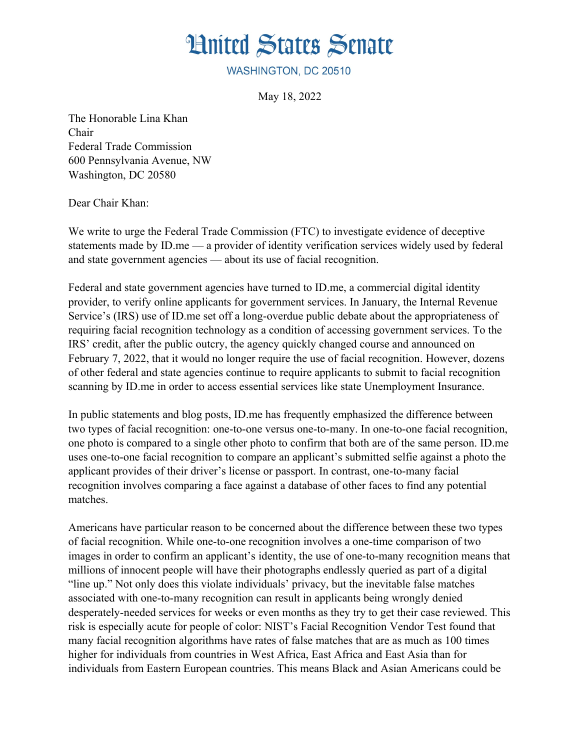# United States Senate

WASHINGTON, DC 20510

May 18, 2022

The Honorable Lina Khan
Chair
Federal Trade Commission
600 Pennsylvania Avenue, NW
Washington, DC 20580

Dear Chair Khan:

We write to urge the Federal Trade Commission (FTC) to investigate evidence of deceptive statements made by ID.me — a provider of identity verification services widely used by federal and state government agencies — about its use of facial recognition.

Federal and state government agencies have turned to ID.me, a commercial digital identity provider, to verify online applicants for government services. In January, the Internal Revenue Service's (IRS) use of ID.me set off a long-overdue public debate about the appropriateness of requiring facial recognition technology as a condition of accessing government services. To the IRS' credit, after the public outcry, the agency quickly changed course and announced on February 7, 2022, that it would no longer require the use of facial recognition. However, dozens of other federal and state agencies continue to require applicants to submit to facial recognition scanning by ID.me in order to access essential services like state Unemployment Insurance.

In public statements and blog posts, ID.me has frequently emphasized the difference between two types of facial recognition: one-to-one versus one-to-many. In one-to-one facial recognition, one photo is compared to a single other photo to confirm that both are of the same person. ID.me uses one-to-one facial recognition to compare an applicant's submitted selfie against a photo the applicant provides of their driver's license or passport. In contrast, one-to-many facial recognition involves comparing a face against a database of other faces to find any potential matches.

Americans have particular reason to be concerned about the difference between these two types of facial recognition. While one-to-one recognition involves a one-time comparison of two images in order to confirm an applicant's identity, the use of one-to-many recognition means that millions of innocent people will have their photographs endlessly queried as part of a digital "line up." Not only does this violate individuals' privacy, but the inevitable false matches associated with one-to-many recognition can result in applicants being wrongly denied desperately-needed services for weeks or even months as they try to get their case reviewed. This risk is especially acute for people of color: NIST's Facial Recognition Vendor Test found that many facial recognition algorithms have rates of false matches that are as much as 100 times higher for individuals from countries in West Africa, East Africa and East Asia than for individuals from Eastern European countries. This means Black and Asian Americans could be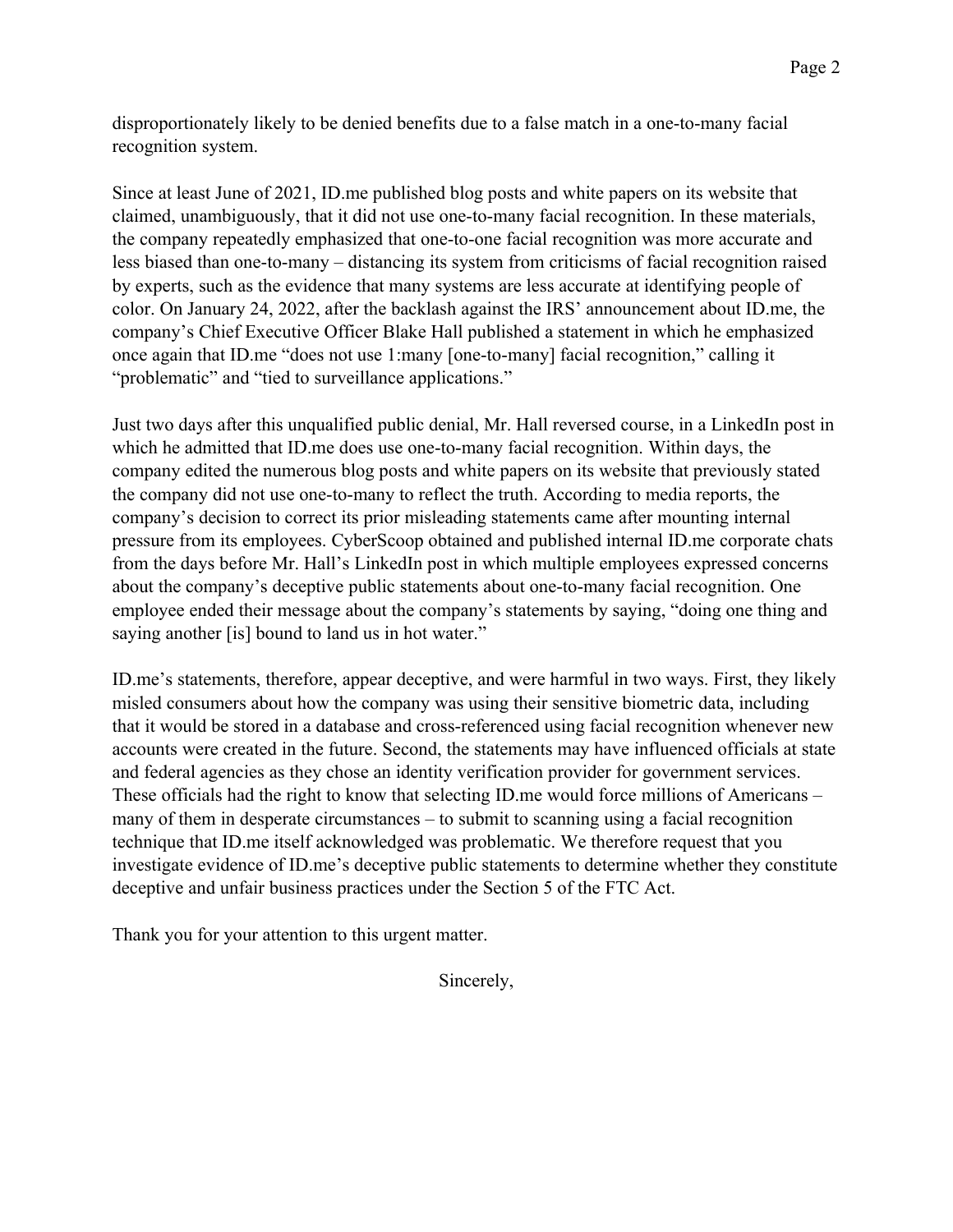disproportionately likely to be denied benefits due to a false match in a one-to-many facial recognition system.

Since at least June of 2021, ID.me published blog posts and white papers on its website that claimed, unambiguously, that it did not use one-to-many facial recognition. In these materials, the company repeatedly emphasized that one-to-one facial recognition was more accurate and less biased than one-to-many – distancing its system from criticisms of facial recognition raised by experts, such as the evidence that many systems are less accurate at identifying people of color. On January 24, 2022, after the backlash against the IRS' announcement about ID.me, the company's Chief Executive Officer Blake Hall published a statement in which he emphasized once again that ID.me "does not use 1:many [one-to-many] facial recognition," calling it "problematic" and "tied to surveillance applications."

Just two days after this unqualified public denial, Mr. Hall reversed course, in a LinkedIn post in which he admitted that ID.me does use one-to-many facial recognition. Within days, the company edited the numerous blog posts and white papers on its website that previously stated the company did not use one-to-many to reflect the truth. According to media reports, the company's decision to correct its prior misleading statements came after mounting internal pressure from its employees. CyberScoop obtained and published internal ID.me corporate chats from the days before Mr. Hall's LinkedIn post in which multiple employees expressed concerns about the company's deceptive public statements about one-to-many facial recognition. One employee ended their message about the company's statements by saying, "doing one thing and saying another [is] bound to land us in hot water."

ID.me's statements, therefore, appear deceptive, and were harmful in two ways. First, they likely misled consumers about how the company was using their sensitive biometric data, including that it would be stored in a database and cross-referenced using facial recognition whenever new accounts were created in the future. Second, the statements may have influenced officials at state and federal agencies as they chose an identity verification provider for government services. These officials had the right to know that selecting ID.me would force millions of Americans – many of them in desperate circumstances – to submit to scanning using a facial recognition technique that ID.me itself acknowledged was problematic. We therefore request that you investigate evidence of ID.me's deceptive public statements to determine whether they constitute deceptive and unfair business practices under the Section 5 of the FTC Act.

Thank you for your attention to this urgent matter.

Sincerely,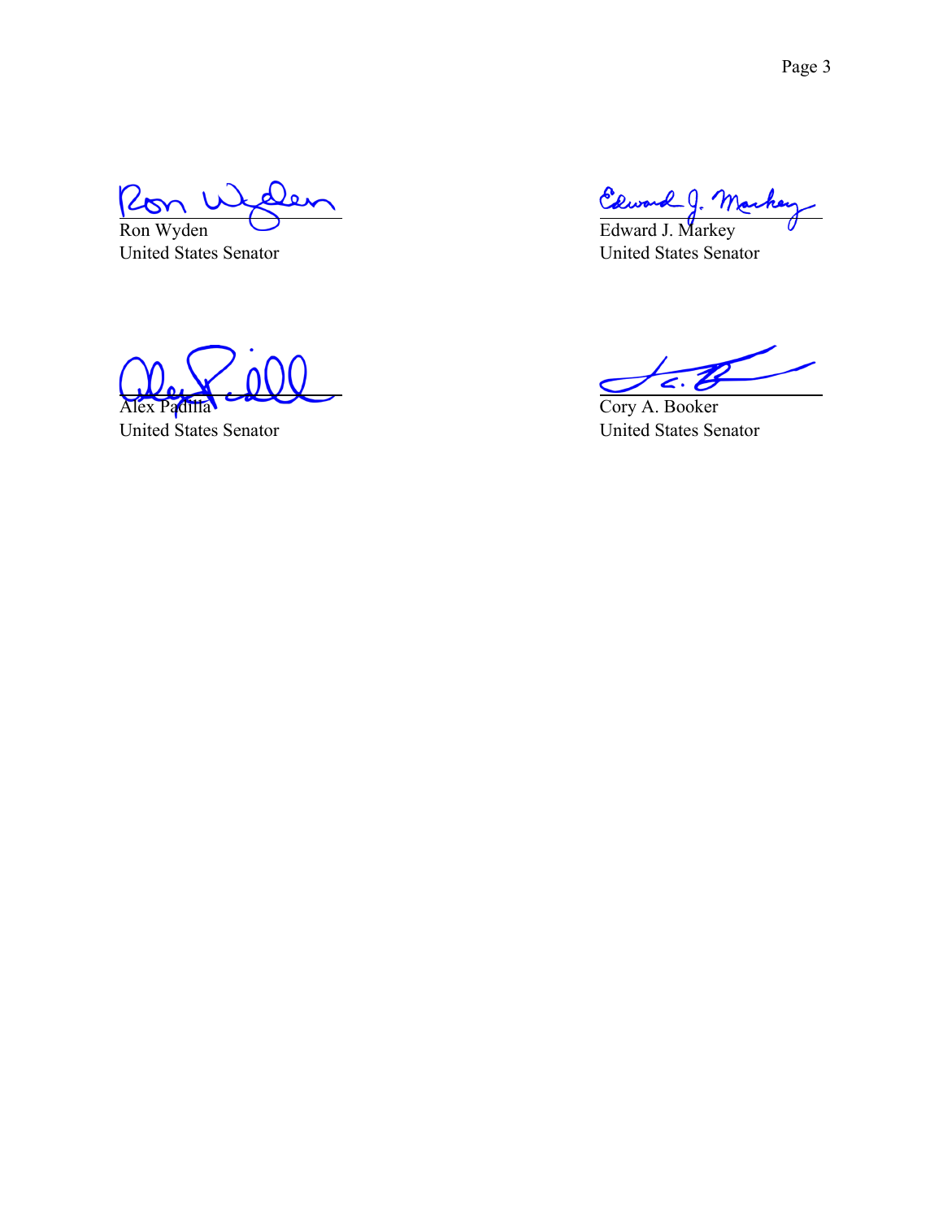Ron Wyden
United States Senator

Edward J. Markey
United States Senator

Alex Padilla
United States Senator

Cory A. Booker
United States Senator